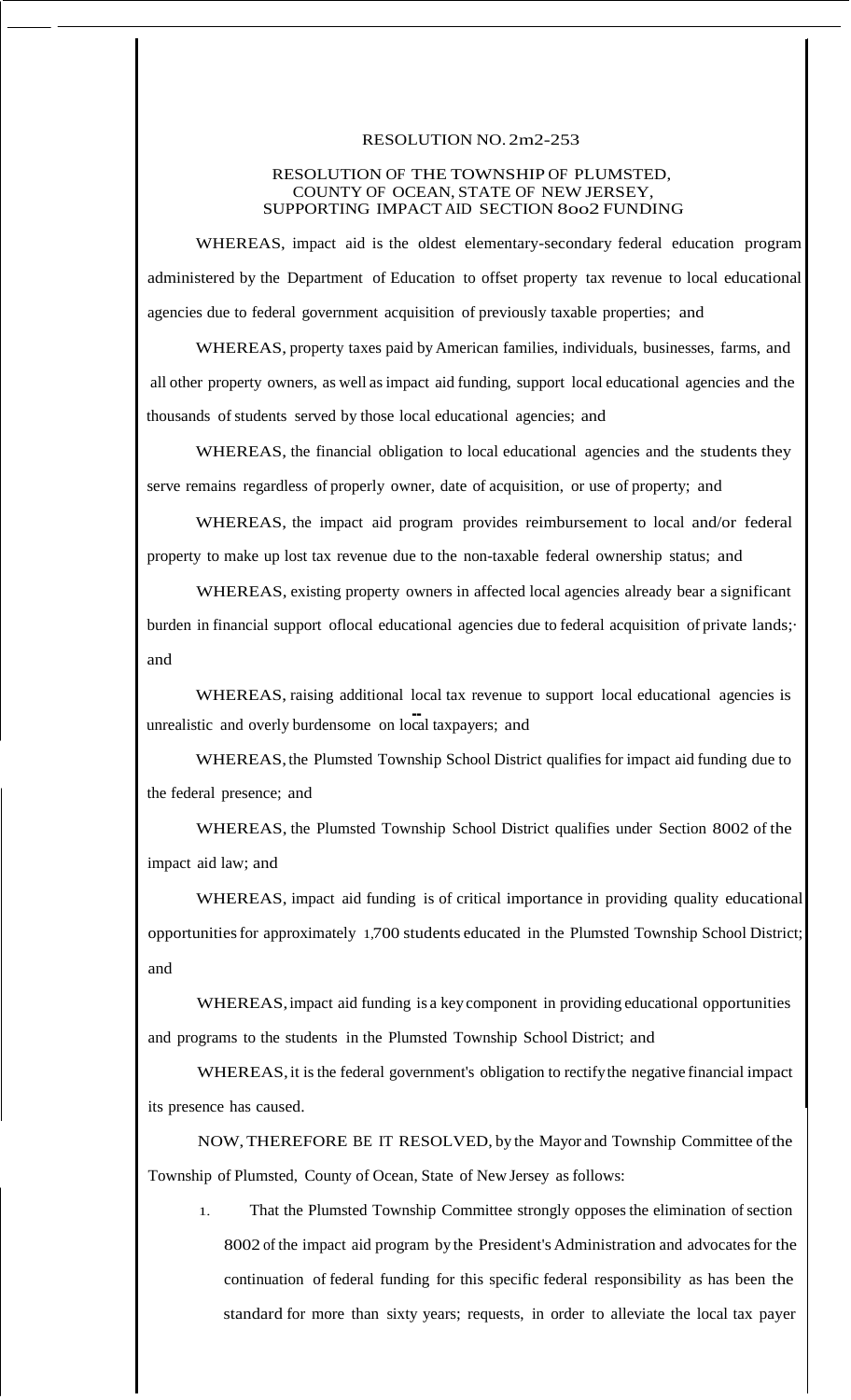RESOLUTION NO. 2m2-253

RESOLUTION OF THE TOWNSHIP OF PLUMSTED, COUNTY OF OCEAN, STATE OF NEW JERSEY, SUPPORTING IMPACT AID SECTION 8002 FUNDING

WHEREAS, impact aid is the oldest elementary-secondary federal education program administered by the Department of Education to offset property tax revenue to local educational agencies due to federal government acquisition of previously taxable properties; and

WHEREAS, property taxes paid by American families, individuals, businesses, farms, and all other property owners, as well as impact aid funding, support local educational agencies and the thousands of students served by those local educational agencies; and

WHEREAS, the financial obligation to local educational agencies and the students they serve remains regardless of properly owner, date of acquisition, or use of property; and

WHEREAS, the impact aid program provides reimbursement to local and/or federal property to make up lost tax revenue due to the non-taxable federal ownership status; and

WHEREAS, existing property owners in affected local agencies already bear a significant burden in financial support oflocal educational agencies due to federal acquisition of private lands;· and

WHEREAS, raising additional local tax revenue to support local educational agencies is unrealistic and overly burdensome on local taxpayers; and

WHEREAS, the Plumsted Township School District qualifies for impact aid funding due to the federal presence; and

WHEREAS, the Plumsted Township School District qualifies under Section 8002 of the impact aid law; and

WHEREAS, impact aid funding is of critical importance in providing quality educational opportunities for approximately 1,700 students educated in the Plumsted Township School District; and

WHEREAS, impact aid funding is a key component in providing educational opportunities and programs to the students in the Plumsted Township School District; and

WHEREAS, it is the federal government's obligation to rectify the negative financial impact its presence has caused.

NOW, THEREFORE BE IT RESOLVED, by the Mayor and Township Committee of the Township of Plumsted, County of Ocean, State of New Jersey as follows:

1. That the Plumsted Township Committee strongly opposes the elimination of section 8002 of the impact aid program by the President's Administration and advocates for the continuation of federal funding for this specific federal responsibility as has been the standard for more than sixty years; requests, in order to alleviate the local tax payer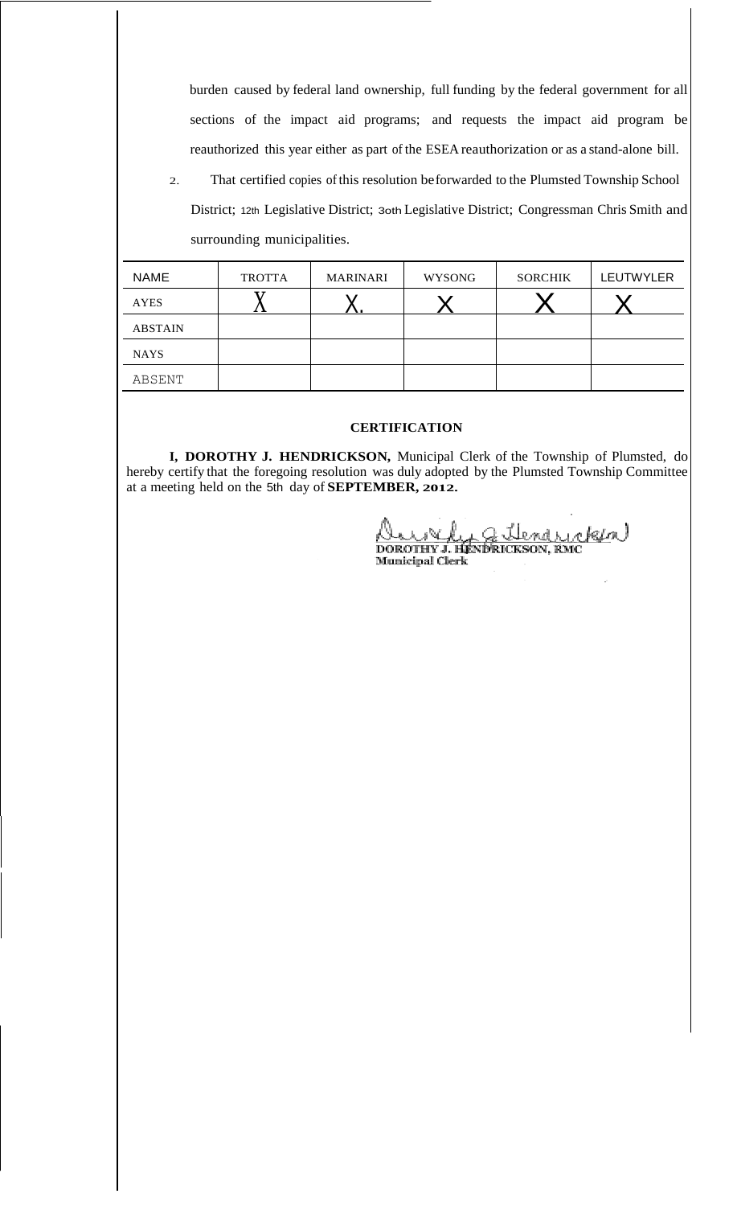burden caused by federal land ownership, full funding by the federal government for all sections of the impact aid programs; and requests the impact aid program be reauthorized this year either as part of the ESEA reauthorization or as a stand-alone bill.

2. That certified copies of this resolution be forwarded to the Plumsted Township School District; 12th Legislative District; 30th Legislative District; Congressman Chris Smith and surrounding municipalities.

| NAME | TROTTA | MARINARI | WYSONG | SORCHIK | LEUTWYLER |
|---|---|---|---|---|---|
| AYES | X | X. | X | X | X |
| ABSTAIN | | | | | |
| NAYS | | | | | |
| ABSENT | | | | | |

**CERTIFICATION**

**I, DOROTHY J. HENDRICKSON,** Municipal Clerk of the Township of Plumsted, do hereby certify that the foregoing resolution was duly adopted by the Plumsted Township Committee at a meeting held on the 5th day of **SEPTEMBER, 2012.**

Dorothy J. Hendrickson

**DOROTHY J. HENDRICKSON, RMC**
**Municipal Clerk**